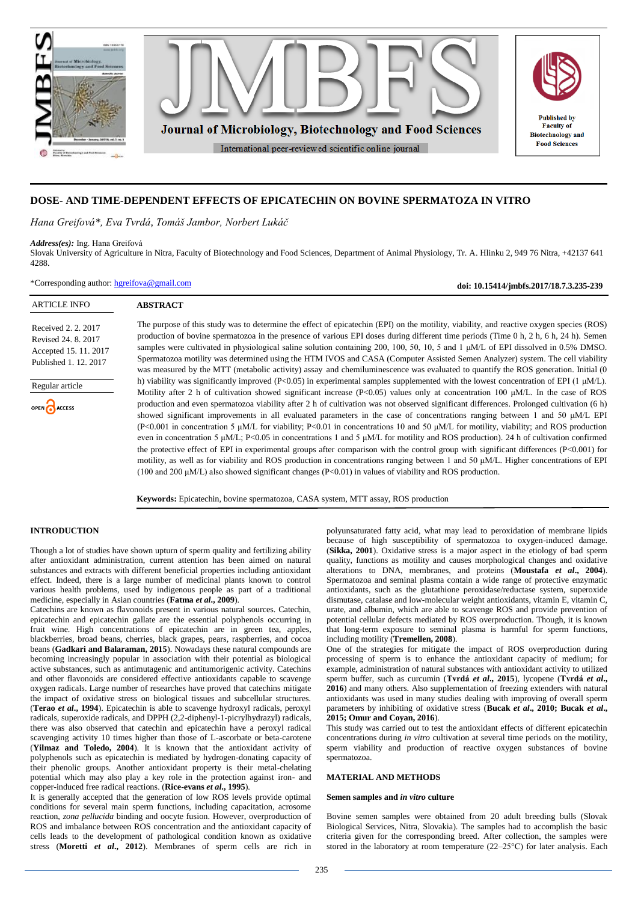# DOSE- AND TIME-DEPENDENT EFFECTS OF EPICATECHIN ON BOVINE SPERMATOZA IN VITRO

*Hana Greifová\*, Eva Tvrdá, Tomáš Jambor, Norbert Lukáč*

***Address(es):*** Ing. Hana Greifová

Slovak University of Agriculture in Nitra, Faculty of Biotechnology and Food Sciences, Department of Animal Physiology, Tr. A. Hlinku 2, 949 76 Nitra, +42137 641 4288.

\*Corresponding author: hgreifova@gmail.com

**doi: 10.15414/jmbfs.2017/18.7.3.235-239**

ARTICLE INFO

Received 2. 2. 2017
Revised 24. 8. 2017
Accepted 15. 11. 2017
Published 1. 12. 2017

Regular article

OPEN ACCESS

## ABSTRACT

The purpose of this study was to determine the effect of epicatechin (EPI) on the motility, viability, and reactive oxygen species (ROS) production of bovine spermatozoa in the presence of various EPI doses during different time periods (Time 0 h, 2 h, 6 h, 24 h). Semen samples were cultivated in physiological saline solution containing 200, 100, 50, 10, 5 and 1 μM/L of EPI dissolved in 0.5% DMSO. Spermatozoa motility was determined using the HTM IVOS and CASA (Computer Assisted Semen Analyzer) system. The cell viability was measured by the MTT (metabolic activity) assay and chemiluminescence was evaluated to quantify the ROS generation. Initial (0 h) viability was significantly improved ($P<0.05$) in experimental samples supplemented with the lowest concentration of EPI (1 μM/L). Motility after 2 h of cultivation showed significant increase ($P<0.05$) values only at concentration 100 μM/L. In the case of ROS production and even spermatozoa viability after 2 h of cultivation was not observed significant differences. Prolonged cultivation (6 h) showed significant improvements in all evaluated parameters in the case of concentrations ranging between 1 and 50 μM/L EPI ($P<0.001$ in concentration 5 μM/L for viability; $P<0.01$ in concentrations 10 and 50 μM/L for motility, viability; and ROS production even in concentration 5 μM/L; $P<0.05$ in concentrations 1 and 5 μM/L for motility and ROS production). 24 h of cultivation confirmed the protective effect of EPI in experimental groups after comparison with the control group with significant differences ($P<0.001$) for motility, as well as for viability and ROS production in concentrations ranging between 1 and 50 μM/L. Higher concentrations of EPI (100 and 200 μM/L) also showed significant changes ($P<0.01$) in values of viability and ROS production.

**Keywords:** Epicatechin, bovine spermatozoa, CASA system, MTT assay, ROS production

## INTRODUCTION

Though a lot of studies have shown upturn of sperm quality and fertilizing ability after antioxidant administration, current attention has been aimed on natural substances and extracts with different beneficial properties including antioxidant effect. Indeed, there is a large number of medicinal plants known to control various health problems, used by indigenous people as part of a traditional medicine, especially in Asian countries (**Fatma *et al*., 2009**).

Catechins are known as flavonoids present in various natural sources. Catechin, epicatechin and epicatechin gallate are the essential polyphenols occurring in fruit wine. High concentrations of epicatechin are in green tea, apples, blackberries, broad beans, cherries, black grapes, pears, raspberries, and cocoa beans (**Gadkari and Balaraman, 2015**). Nowadays these natural compounds are becoming increasingly popular in association with their potential as biological active substances, such as antimutagenic and antitumorigenic activity. Catechins and other flavonoids are considered effective antioxidants capable to scavenge oxygen radicals. Large number of researches have proved that catechins mitigate the impact of oxidative stress on biological tissues and subcellular structures. (**Terao *et al*., 1994**). Epicatechin is able to scavenge hydroxyl radicals, peroxyl radicals, superoxide radicals, and DPPH (2,2-diphenyl-1-picrylhydrazyl) radicals, there was also observed that catechin and epicatechin have a peroxyl radical scavenging activity 10 times higher than those of L-ascorbate or beta-carotene (**Yilmaz and Toledo, 2004**). It is known that the antioxidant activity of polyphenols such as epicatechin is mediated by hydrogen-donating capacity of their phenolic groups. Another antioxidant property is their metal-chelating potential which may also play a key role in the protection against iron- and copper-induced free radical reactions. (**Rice-evans *et al*., 1995**).

It is generally accepted that the generation of low ROS levels provide optimal conditions for several main sperm functions, including capacitation, acrosome reaction, *zona pellucida* binding and oocyte fusion. However, overproduction of ROS and imbalance between ROS concentration and the antioxidant capacity of cells leads to the development of pathological condition known as oxidative stress (**Moretti *et al*., 2012**). Membranes of sperm cells are rich in polyunsaturated fatty acid, what may lead to peroxidation of membrane lipids because of high susceptibility of spermatozoa to oxygen-induced damage. (**Sikka, 2001**). Oxidative stress is a major aspect in the etiology of bad sperm quality, functions as motility and causes morphological changes and oxidative alterations to DNA, membranes, and proteins (**Moustafa *et al*., 2004**). Spermatozoa and seminal plasma contain a wide range of protective enzymatic antioxidants, such as the glutathione peroxidase/reductase system, superoxide dismutase, catalase and low-molecular weight antioxidants, vitamin E, vitamin C, urate, and albumin, which are able to scavenge ROS and provide prevention of potential cellular defects mediated by ROS overproduction. Though, it is known that long-term exposure to seminal plasma is harmful for sperm functions, including motility (**Tremellen, 2008**).

One of the strategies for mitigate the impact of ROS overproduction during processing of sperm is to enhance the antioxidant capacity of medium; for example, administration of natural substances with antioxidant activity to utilized sperm buffer, such as curcumin (**Tvrdá *et al*., 2015**), lycopene (**Tvrdá *et al*., 2016**) and many others. Also supplementation of freezing extenders with natural antioxidants was used in many studies dealing with improving of overall sperm parameters by inhibiting of oxidative stress (**Bucak *et al*., 2010; Bucak *et al*., 2015; Omur and Coyan, 2016**).

This study was carried out to test the antioxidant effects of different epicatechin concentrations during *in vitro* cultivation at several time periods on the motility, sperm viability and production of reactive oxygen substances of bovine spermatozoa.

## MATERIAL AND METHODS

### Semen samples and *in vitro* culture

Bovine semen samples were obtained from 20 adult breeding bulls (Slovak Biological Services, Nitra, Slovakia). The samples had to accomplish the basic criteria given for the corresponding breed. After collection, the samples were stored in the laboratory at room temperature (22–25°C) for later analysis. Each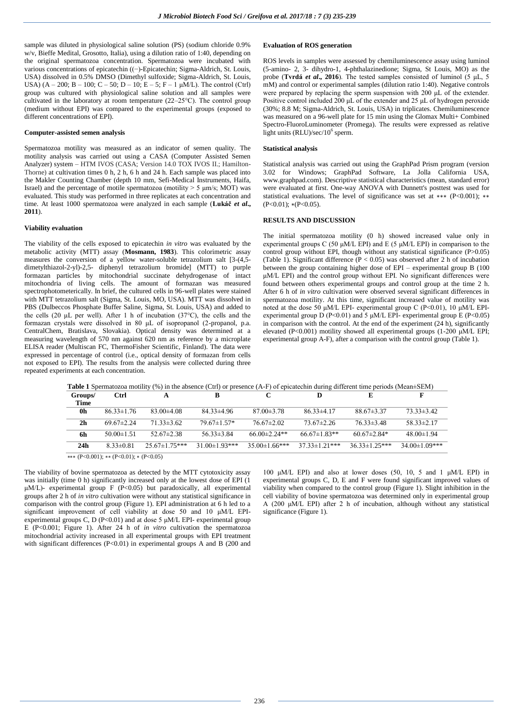sample was diluted in physiological saline solution (PS) (sodium chloride 0.9% w/v, Bieffe Medital, Grosotto, Italia), using a dilution ratio of 1:40, depending on the original spermatozoa concentration. Spermatozoa were incubated with various concentrations of epicatechin ((−)-Epicatechin; Sigma-Aldrich, St. Louis, USA) dissolved in 0.5% DMSO (Dimethyl sulfoxide; Sigma-Aldrich, St. Louis, USA) (A – 200; B – 100; C – 50; D – 10; E – 5; F – 1 μM/L). The control (Ctrl) group was cultured with physiological saline solution and all samples were cultivated in the laboratory at room temperature (22–25°C). The control group (medium without EPI) was compared to the experimental groups (exposed to different concentrations of EPI).

#### Computer-assisted semen analysis

Spermatozoa motility was measured as an indicator of semen quality. The motility analysis was carried out using a CASA (Computer Assisted Semen Analyzer) system – HTM IVOS (CASA; Version 14.0 TOX IVOS II.; Hamilton-Thorne) at cultivation times 0 h, 2 h, 6 h and 24 h. Each sample was placed into the Makler Counting Chamber (depth 10 mm, Sefi-Medical Instruments, Haifa, Israel) and the percentage of motile spermatozoa (motility > 5 μm/s; MOT) was evaluated. This study was performed in three replicates at each concentration and time. At least 1000 spermatozoa were analyzed in each sample (**Lukáč *et al*., 2011**).

#### Viability evaluation

The viability of the cells exposed to epicatechin *in vitro* was evaluated by the metabolic activity (MTT) assay (**Mosmann, 1983**). This colorimetric assay measures the conversion of a yellow water-soluble tetrazolium salt [3-(4,5-dimetylthiazol-2-yl)-2,5- diphenyl tetrazolium bromide] (MTT) to purple formazan particles by mitochondrial succinate dehydrogenase of intact mitochondria of living cells. The amount of formazan was measured spectrophotometerically. In brief, the cultured cells in 96-well plates were stained with MTT tetrazolium salt (Sigma, St. Louis, MO, USA). MTT was dissolved in PBS (Dulbeccos Phosphate Buffer Saline, Sigma, St. Louis, USA) and added to the cells (20 μL per well). After 1 h of incubation (37°C), the cells and the formazan crystals were dissolved in 80 μL of isopropanol (2-propanol, p.a. CentralChem, Bratislava, Slovakia). Optical density was determined at a measuring wavelength of 570 nm against 620 nm as reference by a microplate ELISA reader (Multiscan FC, ThermoFisher Scientific, Finland). The data were expressed in percentage of control (i.e., optical density of formazan from cells not exposed to EPI). The results from the analysis were collected during three repeated experiments at each concentration.

#### Evaluation of ROS generation

ROS levels in samples were assessed by chemiluminescence assay using luminol (5-amino- 2, 3- dihydro-1, 4-phthalazinedione; Sigma, St Louis, MO) as the probe (**Tvrdá *et al*., 2016**). The tested samples consisted of luminol (5 μL, 5 mM) and control or experimental samples (dilution ratio 1:40). Negative controls were prepared by replacing the sperm suspension with 200 μL of the extender. Positive control included 200 μL of the extender and 25 μL of hydrogen peroxide (30%; 8.8 M; Sigma-Aldrich, St. Louis, USA) in triplicates. Chemiluminescence was measured on a 96-well plate for 15 min using the Glomax Multi+ Combined Spectro-FluoroLuminometer (Promega). The results were expressed as relative light units (RLU)/sec/$10^6$ sperm.

#### Statistical analysis

Statistical analysis was carried out using the GraphPad Prism program (version 3.02 for Windows; GraphPad Software, La Jolla California USA, www.graphpad.com). Descriptive statistical characteristics (mean, standard error) were evaluated at first. One-way ANOVA with Dunnett's posttest was used for statistical evaluations. The level of significance was set at ∗∗∗ (P<0.001); ∗∗ (P<0.01); ∗(P<0.05).

## RESULTS AND DISCUSSION

The initial spermatozoa motility (0 h) showed increased value only in experimental groups C (50 μM/L EPI) and E (5 μM/L EPI) in comparison to the control group without EPI, though without any statistical significance (P>0.05) (Table 1). Significant difference (P < 0.05) was observed after 2 h of incubation between the group containing higher dose of EPI – experimental group B (100 μM/L EPI) and the control group without EPI. No significant differences were found between others experimental groups and control group at the time 2 h. After 6 h of *in vitro* cultivation were observed several significant differences in spermatozoa motility. At this time, significant increased value of motility was noted at the dose 50 μM/L EPI- experimental group C (P<0.01), 10 μM/L EPI-experimental group D (P<0.01) and 5 μM/L EPI- experimental group E (P<0.05) in comparison with the control. At the end of the experiment (24 h), significantly elevated (P<0.001) motility showed all experimental groups (1-200 μM/L EPI; experimental group A-F), after a comparison with the control group (Table 1).

**Table 1** Spermatozoa motility (%) in the absence (Ctrl) or presence (A-F) of epicatechin during different time periods (Mean±SEM)

| Groups/ Time | Ctrl | A | B | C | D | E | F |
|---|---|---|---|---|---|---|---|
| 0h | 86.33±1.76 | 83.00±4.08 | 84.33±4.96 | 87.00±3.78 | 86.33±4.17 | 88.67±3.37 | 73.33±3.42 |
| 2h | 69.67±2.24 | 71.33±3.62 | 79.67±1.57* | 76.67±2.02 | 73.67±2.26 | 76.33±3.48 | 58.33±2.17 |
| 6h | 50.00±1.51 | 52.67±2.38 | 56.33±3.84 | 66.00±2.24** | 66.67±1.83** | 60.67±2.84* | 48.00±1.94 |
| 24h | 8.33±0.81 | 25.67±1.75*** | 31.00±1.93*** | 35.00±1.66*** | 37.33±1.21*** | 36.33±1.25*** | 34.00±1.09*** |

∗∗∗ (P<0.001); ∗∗ (P<0.01); ∗ (P<0.05)

The viability of bovine spermatozoa as detected by the MTT cytotoxicity assay was initially (time 0 h) significantly increased only at the lowest dose of EPI (1 μM/L)- experimental group F (P<0.05) but paradoxically, all experimental groups after 2 h of *in vitro* cultivation were without any statistical significance in comparison with the control group (Figure 1). EPI administration at 6 h led to a significant improvement of cell viability at dose 50 and 10 μM/L EPI-experimental groups C, D (P<0.01) and at dose 5 μM/L EPI- experimental group E (P<0.001; Figure 1). After 24 h of *in vitro* cultivation the spermatozoa mitochondrial activity increased in all experimental groups with EPI treatment with significant differences (P<0.01) in experimental groups A and B (200 and 100 μM/L EPI) and also at lower doses (50, 10, 5 and 1 μM/L EPI) in experimental groups C, D, E and F were found significant improved values of viability when compared to the control group (Figure 1). Slight inhibition in the cell viability of bovine spermatozoa was determined only in experimental group A (200 μM/L EPI) after 2 h of incubation, although without any statistical significance (Figure 1).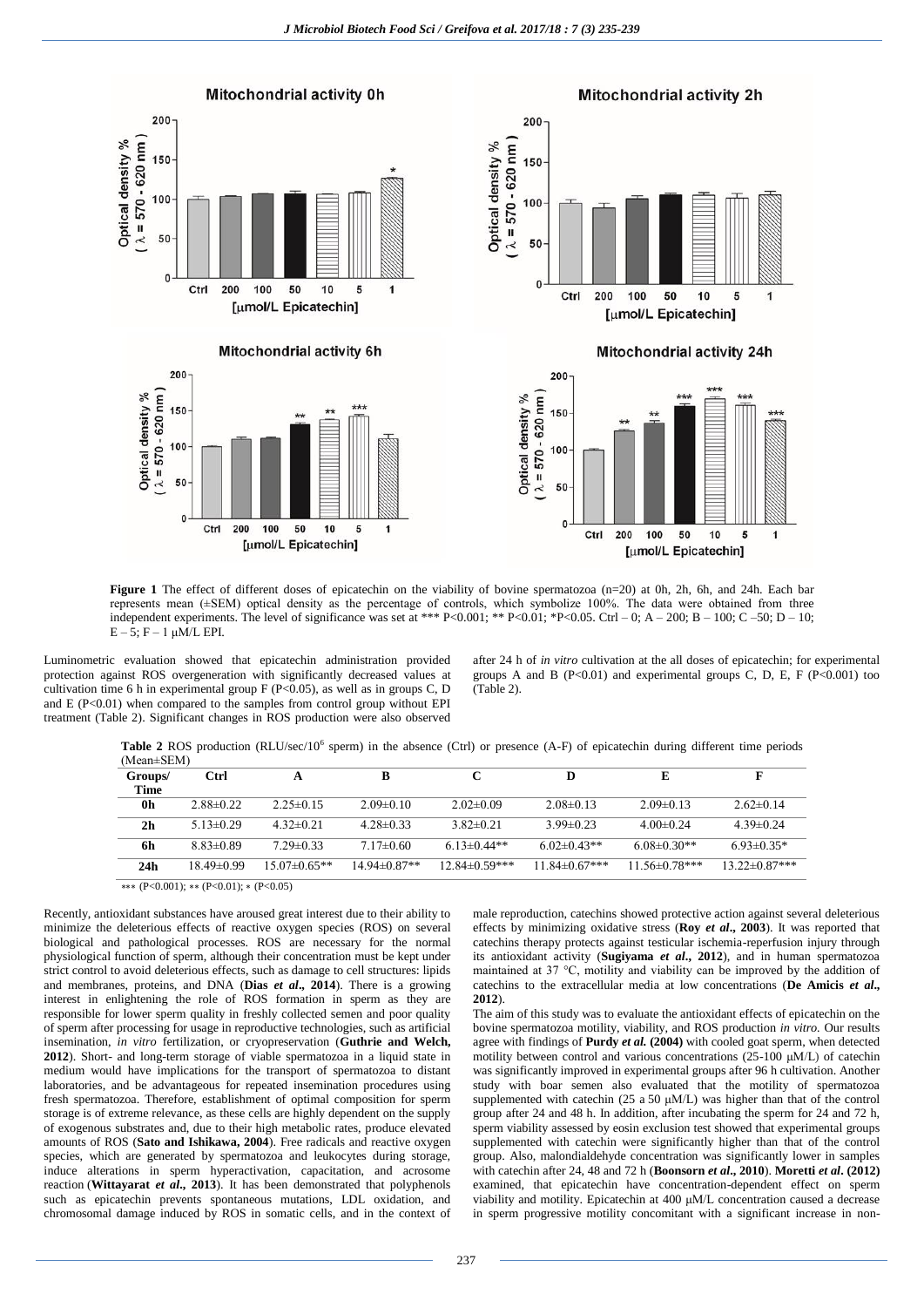**Figure 1** The effect of different doses of epicatechin on the viability of bovine spermatozoa (n=20) at 0h, 2h, 6h, and 24h. Each bar represents mean (±SEM) optical density as the percentage of controls, which symbolize 100%. The data were obtained from three independent experiments. The level of significance was set at *** P<0.001; ** P<0.01; *P<0.05. Ctrl – 0; A – 200; B – 100; C –50; D – 10; E – 5; F – 1 μM/L EPI.

Luminometric evaluation showed that epicatechin administration provided protection against ROS overgeneration with significantly decreased values at cultivation time 6 h in experimental group F (P<0.05), as well as in groups C, D and E (P<0.01) when compared to the samples from control group without EPI treatment (Table 2). Significant changes in ROS production were also observed after 24 h of *in vitro* cultivation at the all doses of epicatechin; for experimental groups A and B (P<0.01) and experimental groups C, D, E, F (P<0.001) too (Table 2).

**Table 2** ROS production (RLU/sec/$10^6$ sperm) in the absence (Ctrl) or presence (A-F) of epicatechin during different time periods (Mean±SEM)

| Groups/ Time | Ctrl | A | B | C | D | E | F |
|---|---|---|---|---|---|---|---|
| **0h** | 2.88±0.22 | 2.25±0.15 | 2.09±0.10 | 2.02±0.09 | 2.08±0.13 | 2.09±0.13 | 2.62±0.14 |
| **2h** | 5.13±0.29 | 4.32±0.21 | 4.28±0.33 | 3.82±0.21 | 3.99±0.23 | 4.00±0.24 | 4.39±0.24 |
| **6h** | 8.83±0.89 | 7.29±0.33 | 7.17±0.60 | 6.13±0.44** | 6.02±0.43** | 6.08±0.30** | 6.93±0.35* |
| **24h** | 18.49±0.99 | 15.07±0.65** | 14.94±0.87** | 12.84±0.59*** | 11.84±0.67*** | 11.56±0.78*** | 13.22±0.87*** |

*** (P<0.001); ** (P<0.01); * (P<0.05)

Recently, antioxidant substances have aroused great interest due to their ability to minimize the deleterious effects of reactive oxygen species (ROS) on several biological and pathological processes. ROS are necessary for the normal physiological function of sperm, although their concentration must be kept under strict control to avoid deleterious effects, such as damage to cell structures: lipids and membranes, proteins, and DNA (**Dias *et al*., 2014**). There is a growing interest in enlightening the role of ROS formation in sperm as they are responsible for lower sperm quality in freshly collected semen and poor quality of sperm after processing for usage in reproductive technologies, such as artificial insemination, *in vitro* fertilization, or cryopreservation (**Guthrie and Welch, 2012**). Short- and long-term storage of viable spermatozoa in a liquid state in medium would have implications for the transport of spermatozoa to distant laboratories, and be advantageous for repeated insemination procedures using fresh spermatozoa. Therefore, establishment of optimal composition for sperm storage is of extreme relevance, as these cells are highly dependent on the supply of exogenous substrates and, due to their high metabolic rates, produce elevated amounts of ROS (**Sato and Ishikawa, 2004**). Free radicals and reactive oxygen species, which are generated by spermatozoa and leukocytes during storage, induce alterations in sperm hyperactivation, capacitation, and acrosome reaction (**Wittayarat *et al*., 2013**). It has been demonstrated that polyphenols such as epicatechin prevents spontaneous mutations, LDL oxidation, and chromosomal damage induced by ROS in somatic cells, and in the context of male reproduction, catechins showed protective action against several deleterious effects by minimizing oxidative stress (**Roy *et al*., 2003**). It was reported that catechins therapy protects against testicular ischemia-reperfusion injury through its antioxidant activity (**Sugiyama *et al*., 2012**), and in human spermatozoa maintained at 37 °C, motility and viability can be improved by the addition of catechins to the extracellular media at low concentrations (**De Amicis *et al*., 2012**).

The aim of this study was to evaluate the antioxidant effects of epicatechin on the bovine spermatozoa motility, viability, and ROS production *in vitro*. Our results agree with findings of **Purdy *et al.* (2004)** with cooled goat sperm, when detected motility between control and various concentrations (25-100 μM/L) of catechin was significantly improved in experimental groups after 96 h cultivation. Another study with boar semen also evaluated that the motility of spermatozoa supplemented with catechin (25 a 50 μM/L) was higher than that of the control group after 24 and 48 h. In addition, after incubating the sperm for 24 and 72 h, sperm viability assessed by eosin exclusion test showed that experimental groups supplemented with catechin were significantly higher than that of the control group. Also, malondialdehyde concentration was significantly lower in samples with catechin after 24, 48 and 72 h (**Boonsorn *et al*., 2010**). **Moretti *et al*. (2012)** examined, that epicatechin have concentration-dependent effect on sperm viability and motility. Epicatechin at 400 μM/L concentration caused a decrease in sperm progressive motility concomitant with a significant increase in non-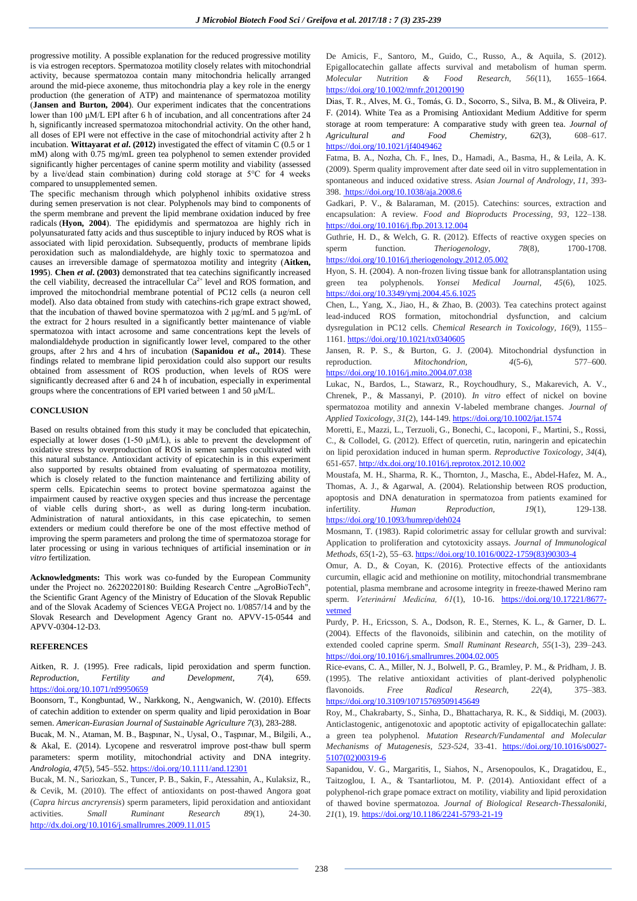progressive motility. A possible explanation for the reduced progressive motility is via estrogen receptors. Spermatozoa motility closely relates with mitochondrial activity, because spermatozoa contain many mitochondria helically arranged around the mid-piece axoneme, thus mitochondria play a key role in the energy production (the generation of ATP) and maintenance of spermatozoa motility (**Jansen and Burton, 2004**). Our experiment indicates that the concentrations lower than 100 μM/L EPI after 6 h of incubation, and all concentrations after 24 h, significantly increased spermatozoa mitochondrial activity. On the other hand, all doses of EPI were not effective in the case of mitochondrial activity after 2 h incubation. **Wittayarat *et al*. (2012)** investigated the effect of vitamin C (0.5 or 1 mM) along with 0.75 mg/mL green tea polyphenol to semen extender provided significantly higher percentages of canine sperm motility and viability (assessed by a live/dead stain combination) during cold storage at 5°C for 4 weeks compared to unsupplemented semen.

The specific mechanism through which polyphenol inhibits oxidative stress during semen preservation is not clear. Polyphenols may bind to components of the sperm membrane and prevent the lipid membrane oxidation induced by free radicals (**Hyon, 2004**). The epididymis and spermatozoa are highly rich in polyunsaturated fatty acids and thus susceptible to injury induced by ROS what is associated with lipid peroxidation. Subsequently, products of membrane lipids peroxidation such as malondialdehyde, are highly toxic to spermatozoa and causes an irreversible damage of spermatozoa motility and integrity (**Aitken, 1995**). **Chen *et al*. (2003)** demonstrated that tea catechins significantly increased the cell viability, decreased the intracellular $Ca^{2+}$ level and ROS formation, and improved the mitochondrial membrane potential of PC12 cells (a neuron cell model). Also data obtained from study with catechins-rich grape extract showed, that the incubation of thawed bovine spermatozoa with 2 μg/mL and 5 μg/mL of the extract for 2 hours resulted in a significantly better maintenance of viable spermatozoa with intact acrosome and same concentrations kept the levels of malondialdehyde production in significantly lower level, compared to the other groups, after 2 hrs and 4 hrs of incubation (**Sapanidou *et al*., 2014**). These findings related to membrane lipid peroxidation could also support our results obtained from assessment of ROS production, when levels of ROS were significantly decreased after 6 and 24 h of incubation, especially in experimental groups where the concentrations of EPI varied between 1 and 50 μM/L.

## CONCLUSION

Based on results obtained from this study it may be concluded that epicatechin, especially at lower doses (1-50 μM/L), is able to prevent the development of oxidative stress by overproduction of ROS in semen samples cocultivated with this natural substance. Antioxidant activity of epicatechin is in this experiment also supported by results obtained from evaluating of spermatozoa motility, which is closely related to the function maintenance and fertilizing ability of sperm cells. Epicatechin seems to protect bovine spermatozoa against the impairment caused by reactive oxygen species and thus increase the percentage of viable cells during short-, as well as during long-term incubation. Administration of natural antioxidants, in this case epicatechin, to semen extenders or medium could therefore be one of the most effective method of improving the sperm parameters and prolong the time of spermatozoa storage for later processing or using in various techniques of artificial insemination or *in vitro* fertilization.

**Acknowledgments:** This work was co-funded by the European Community under the Project no. 26220220180: Building Research Centre „AgroBioTech", the Scientific Grant Agency of the Ministry of Education of the Slovak Republic and of the Slovak Academy of Sciences VEGA Project no. 1/0857/14 and by the Slovak Research and Development Agency Grant no. APVV-15-0544 and APVV-0304-12-D3.

## REFERENCES

Aitken, R. J. (1995). Free radicals, lipid peroxidation and sperm function. *Reproduction, Fertility and Development*, *7*(4), 659. https://doi.org/10.1071/rd9950659

Boonsorn, T., Kongbuntad, W., Narkkong, N., Aengwanich, W. (2010). Effects of catechin addition to extender on sperm quality and lipid peroxidation in Boar semen. *American-Eurasian Journal of Sustainable Agriculture* *7*(3), 283-288.

Bucak, M. N., Ataman, M. B., Başpınar, N., Uysal, O., Taşpınar, M., Bilgili, A., & Akal, E. (2014). Lycopene and resveratrol improve post-thaw bull sperm parameters: sperm motility, mitochondrial activity and DNA integrity. *Andrologia*, *47*(5), 545–552. https://doi.org/10.1111/and.12301

Bucak, M. N., Sariozkan, S., Tuncer, P. B., Sakin, F., Atessahin, A., Kulaksiz, R., & Cevik, M. (2010). The effect of antioxidants on post-thawed Angora goat (*Capra hircus ancryrensis*) sperm parameters, lipid peroxidation and antioxidant activities. *Small Ruminant Research* *89*(1), 24-30. http://dx.doi.org/10.1016/j.smallrumres.2009.11.015

De Amicis, F., Santoro, M., Guido, C., Russo, A., & Aquila, S. (2012). Epigallocatechin gallate affects survival and metabolism of human sperm. *Molecular Nutrition & Food Research*, *56*(11), 1655–1664. https://doi.org/10.1002/mnfr.201200190

Dias, T. R., Alves, M. G., Tomás, G. D., Socorro, S., Silva, B. M., & Oliveira, P. F. (2014). White Tea as a Promising Antioxidant Medium Additive for sperm storage at room temperature: A comparative study with green tea. *Journal of Agricultural and Food Chemistry*, *62*(3), 608–617. https://doi.org/10.1021/jf4049462

Fatma, B. A., Nozha, Ch. F., Ines, D., Hamadi, A., Basma, H., & Leila, A. K. (2009). Sperm quality improvement after date seed oil in vitro supplementation in spontaneous and induced oxidative stress. *Asian Journal of Andrology*, *11*, 393-398. https://doi.org/10.1038/aja.2008.6

Gadkari, P. V., & Balaraman, M. (2015). Catechins: sources, extraction and encapsulation: A review. *Food and Bioproducts Processing*, *93*, 122–138. https://doi.org/10.1016/j.fbp.2013.12.004

Guthrie, H. D., & Welch, G. R. (2012). Effects of reactive oxygen species on sperm function. *Theriogenology*, *78*(8), 1700-1708. https://doi.org/10.1016/j.theriogenology.2012.05.002

Hyon, S. H. (2004). A non-frozen living tissue bank for allotransplantation using green tea polyphenols. *Yonsei Medical Journal*, *45*(6), 1025. https://doi.org/10.3349/ymj.2004.45.6.1025

Chen, L., Yang, X., Jiao, H., & Zhao, B. (2003). Tea catechins protect against lead-induced ROS formation, mitochondrial dysfunction, and calcium dysregulation in PC12 cells. *Chemical Research in Toxicology*, *16*(9), 1155–1161. https://doi.org/10.1021/tx0340605

Jansen, R. P. S., & Burton, G. J. (2004). Mitochondrial dysfunction in reproduction. *Mitochondrion*, *4*(5-6), 577–600. https://doi.org/10.1016/j.mito.2004.07.038

Lukac, N., Bardos, L., Stawarz, R., Roychoudhury, S., Makarevich, A. V., Chrenek, P., & Massanyi, P. (2010). *In vitro* effect of nickel on bovine spermatozoa motility and annexin V-labeled membrane changes. *Journal of Applied Toxicology*, *31*(2), 144-149. https://doi.org/10.1002/jat.1574

Moretti, E., Mazzi, L., Terzuoli, G., Bonechi, C., Iacoponi, F., Martini, S., Rossi, C., & Collodel, G. (2012). Effect of quercetin, rutin, naringerin and epicatechin on lipid peroxidation induced in human sperm. *Reproductive Toxicology*, *34*(4), 651-657. http://dx.doi.org/10.1016/j.reprotox.2012.10.002

Moustafa, M. H., Sharma, R. K., Thornton, J., Mascha, E., Abdel-Hafez, M. A., Thomas, A. J., & Agarwal, A. (2004). Relationship between ROS production, apoptosis and DNA denaturation in spermatozoa from patients examined for infertility. *Human Reproduction*, *19*(1), 129-138. https://doi.org/10.1093/humrep/deh024

Mosmann, T. (1983). Rapid colorimetric assay for cellular growth and survival: Application to proliferation and cytotoxicity assays. *Journal of Immunological Methods*, *65*(1-2), 55–63. https://doi.org/10.1016/0022-1759(83)90303-4

Omur, A. D., & Coyan, K. (2016). Protective effects of the antioxidants curcumin, ellagic acid and methionine on motility, mitochondrial transmembrane potential, plasma membrane and acrosome integrity in freeze-thawed Merino ram sperm. *Veterinární Medicína*, *61*(1), 10-16. https://doi.org/10.17221/8677-vetmed

Purdy, P. H., Ericsson, S. A., Dodson, R. E., Sternes, K. L., & Garner, D. L. (2004). Effects of the flavonoids, silibinin and catechin, on the motility of extended cooled caprine sperm. *Small Ruminant Research*, *55*(1-3), 239–243. https://doi.org/10.1016/j.smallrumres.2004.02.005

Rice-evans, C. A., Miller, N. J., Bolwell, P. G., Bramley, P. M., & Pridham, J. B. (1995). The relative antioxidant activities of plant-derived polyphenolic flavonoids. *Free Radical Research*, *22*(4), 375–383. https://doi.org/10.3109/10715769509145649

Roy, M., Chakrabarty, S., Sinha, D., Bhattacharya, R. K., & Siddiqi, M. (2003). Anticlastogenic, antigenotoxic and apoptotic activity of epigallocatechin gallate: a green tea polyphenol. *Mutation Research/Fundamental and Molecular Mechanisms of Mutagenesis*, *523-524*, 33-41. https://doi.org/10.1016/s0027-5107(02)00319-6

Sapanidou, V. G., Margaritis, I., Siahos, N., Arsenopoulos, K., Dragatidou, E., Taitzoglou, I. A., & Tsantarliotou, M. P. (2014). Antioxidant effect of a polyphenol-rich grape pomace extract on motility, viability and lipid peroxidation of thawed bovine spermatozoa. *Journal of Biological Research-Thessaloniki*, *21*(1), 19. https://doi.org/10.1186/2241-5793-21-19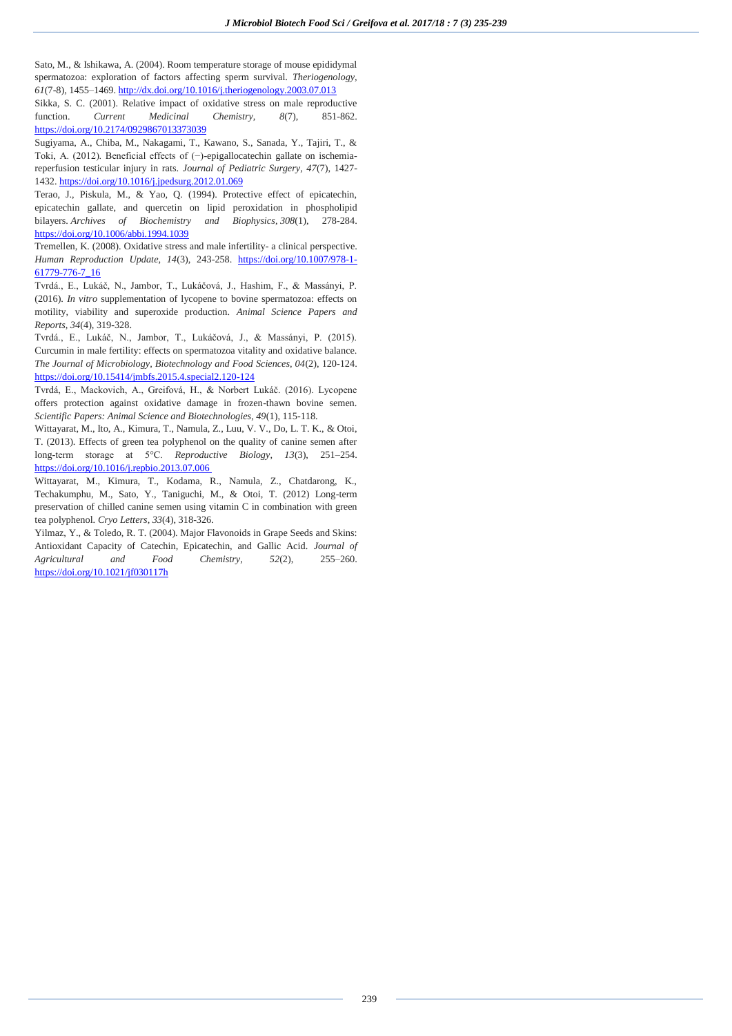Sato, M., & Ishikawa, A. (2004). Room temperature storage of mouse epididymal spermatozoa: exploration of factors affecting sperm survival. *Theriogenology*, *61*(7-8), 1455–1469. http://dx.doi.org/10.1016/j.theriogenology.2003.07.013

Sikka, S. C. (2001). Relative impact of oxidative stress on male reproductive function. *Current Medicinal Chemistry*, *8*(7), 851-862. https://doi.org/10.2174/0929867013373039

Sugiyama, A., Chiba, M., Nakagami, T., Kawano, S., Sanada, Y., Tajiri, T., & Toki, A. (2012). Beneficial effects of (−)-epigallocatechin gallate on ischemia-reperfusion testicular injury in rats. *Journal of Pediatric Surgery*, *47*(7), 1427-1432. https://doi.org/10.1016/j.jpedsurg.2012.01.069

Terao, J., Piskula, M., & Yao, Q. (1994). Protective effect of epicatechin, epicatechin gallate, and quercetin on lipid peroxidation in phospholipid bilayers. *Archives of Biochemistry and Biophysics*, *308*(1), 278-284. https://doi.org/10.1006/abbi.1994.1039

Tremellen, K. (2008). Oxidative stress and male infertility- a clinical perspective. *Human Reproduction Update, 14*(3), 243-258. https://doi.org/10.1007/978-1-61779-776-7_16

Tvrdá., E., Lukáč, N., Jambor, T., Lukáčová, J., Hashim, F., & Massányi, P. (2016). *In vitro* supplementation of lycopene to bovine spermatozoa: effects on motility, viability and superoxide production. *Animal Science Papers and Reports*, *34*(4), 319-328.

Tvrdá., E., Lukáč, N., Jambor, T., Lukáčová, J., & Massányi, P. (2015). Curcumin in male fertility: effects on spermatozoa vitality and oxidative balance. *The Journal of Microbiology, Biotechnology and Food Sciences*, *04*(2), 120-124. https://doi.org/10.15414/jmbfs.2015.4.special2.120-124

Tvrdá, E., Mackovich, A., Greifová, H., & Norbert Lukáč. (2016). Lycopene offers protection against oxidative damage in frozen-thawn bovine semen. *Scientific Papers: Animal Science and Biotechnologies*, *49*(1), 115-118.

Wittayarat, M., Ito, A., Kimura, T., Namula, Z., Luu, V. V., Do, L. T. K., & Otoi, T. (2013). Effects of green tea polyphenol on the quality of canine semen after long-term storage at 5°C. *Reproductive Biology*, *13*(3), 251–254. https://doi.org/10.1016/j.repbio.2013.07.006

Wittayarat, M., Kimura, T., Kodama, R., Namula, Z., Chatdarong, K., Techakumphu, M., Sato, Y., Taniguchi, M., & Otoi, T. (2012) Long-term preservation of chilled canine semen using vitamin C in combination with green tea polyphenol. *Cryo Letters*, *33*(4), 318-326.

Yilmaz, Y., & Toledo, R. T. (2004). Major Flavonoids in Grape Seeds and Skins: Antioxidant Capacity of Catechin, Epicatechin, and Gallic Acid. *Journal of Agricultural and Food Chemistry*, *52*(2), 255–260. https://doi.org/10.1021/jf030117h